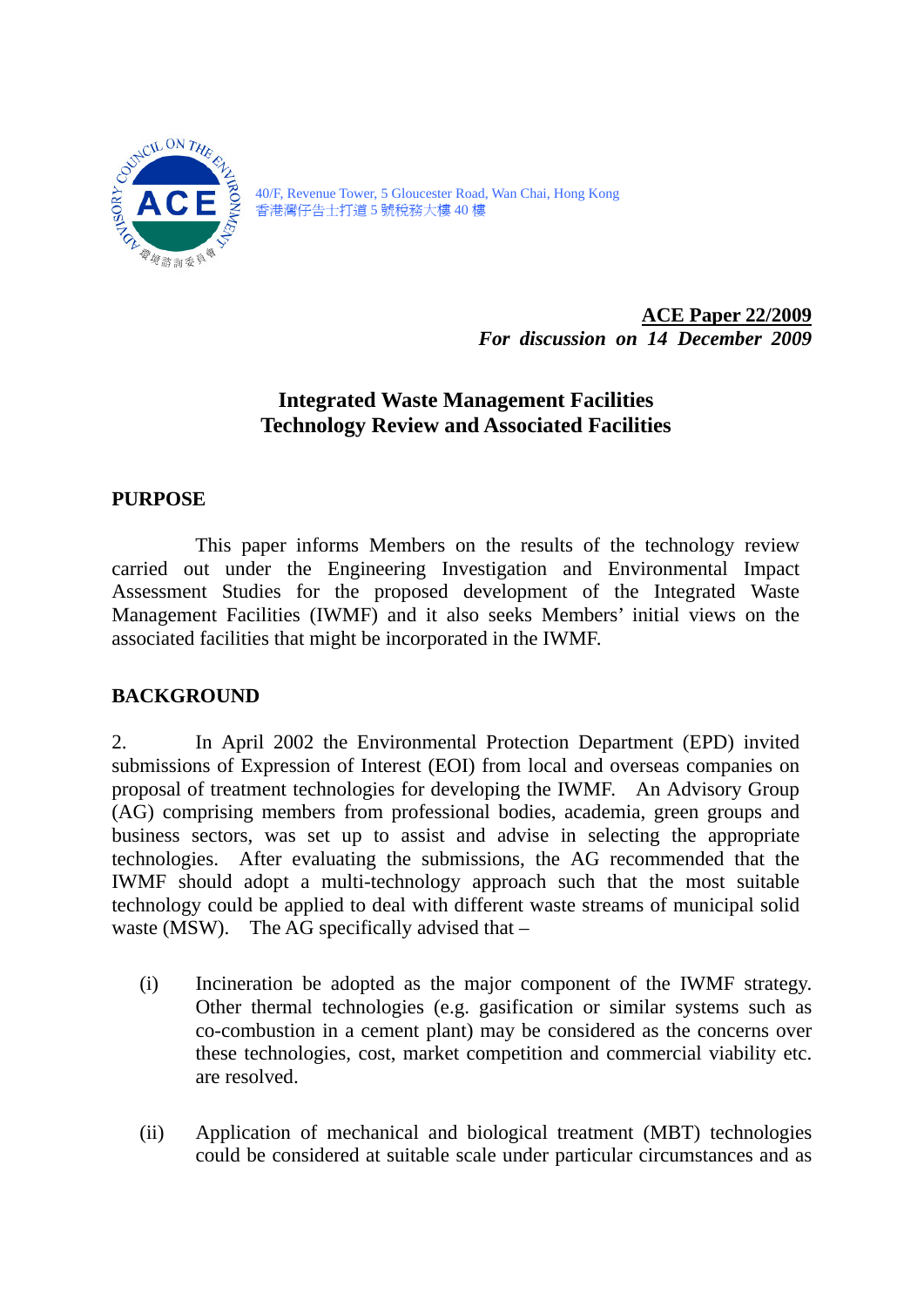40/F, Revenue Tower, 5 Gloucester Road, Wan Chai, Hong Kong
香港灣仔告士打道 5 號稅務大樓 40 樓

**ACE Paper 22/2009**
*For discussion on 14 December 2009*

# Integrated Waste Management Facilities Technology Review and Associated Facilities

## PURPOSE

This paper informs Members on the results of the technology review carried out under the Engineering Investigation and Environmental Impact Assessment Studies for the proposed development of the Integrated Waste Management Facilities (IWMF) and it also seeks Members' initial views on the associated facilities that might be incorporated in the IWMF.

## BACKGROUND

2. In April 2002 the Environmental Protection Department (EPD) invited submissions of Expression of Interest (EOI) from local and overseas companies on proposal of treatment technologies for developing the IWMF. An Advisory Group (AG) comprising members from professional bodies, academia, green groups and business sectors, was set up to assist and advise in selecting the appropriate technologies. After evaluating the submissions, the AG recommended that the IWMF should adopt a multi-technology approach such that the most suitable technology could be applied to deal with different waste streams of municipal solid waste (MSW). The AG specifically advised that –

(i) Incineration be adopted as the major component of the IWMF strategy. Other thermal technologies (e.g. gasification or similar systems such as co-combustion in a cement plant) may be considered as the concerns over these technologies, cost, market competition and commercial viability etc. are resolved.

(ii) Application of mechanical and biological treatment (MBT) technologies could be considered at suitable scale under particular circumstances and as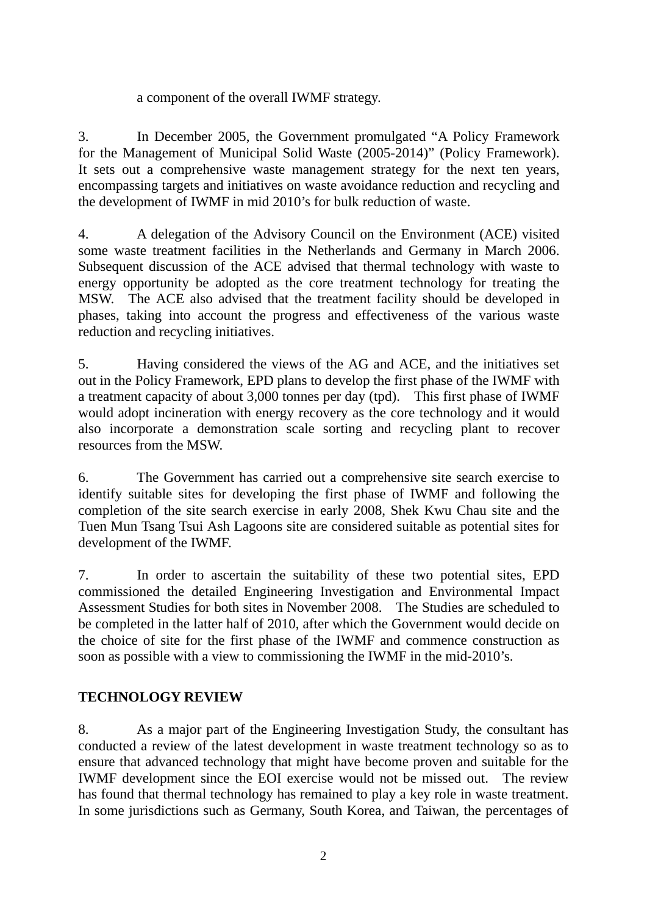a component of the overall IWMF strategy.

3. In December 2005, the Government promulgated “A Policy Framework for the Management of Municipal Solid Waste (2005-2014)” (Policy Framework). It sets out a comprehensive waste management strategy for the next ten years, encompassing targets and initiatives on waste avoidance reduction and recycling and the development of IWMF in mid 2010’s for bulk reduction of waste.

4. A delegation of the Advisory Council on the Environment (ACE) visited some waste treatment facilities in the Netherlands and Germany in March 2006. Subsequent discussion of the ACE advised that thermal technology with waste to energy opportunity be adopted as the core treatment technology for treating the MSW. The ACE also advised that the treatment facility should be developed in phases, taking into account the progress and effectiveness of the various waste reduction and recycling initiatives.

5. Having considered the views of the AG and ACE, and the initiatives set out in the Policy Framework, EPD plans to develop the first phase of the IWMF with a treatment capacity of about 3,000 tonnes per day (tpd). This first phase of IWMF would adopt incineration with energy recovery as the core technology and it would also incorporate a demonstration scale sorting and recycling plant to recover resources from the MSW.

6. The Government has carried out a comprehensive site search exercise to identify suitable sites for developing the first phase of IWMF and following the completion of the site search exercise in early 2008, Shek Kwu Chau site and the Tuen Mun Tsang Tsui Ash Lagoons site are considered suitable as potential sites for development of the IWMF.

7. In order to ascertain the suitability of these two potential sites, EPD commissioned the detailed Engineering Investigation and Environmental Impact Assessment Studies for both sites in November 2008. The Studies are scheduled to be completed in the latter half of 2010, after which the Government would decide on the choice of site for the first phase of the IWMF and commence construction as soon as possible with a view to commissioning the IWMF in the mid-2010’s.

**TECHNOLOGY REVIEW**

8. As a major part of the Engineering Investigation Study, the consultant has conducted a review of the latest development in waste treatment technology so as to ensure that advanced technology that might have become proven and suitable for the IWMF development since the EOI exercise would not be missed out. The review has found that thermal technology has remained to play a key role in waste treatment. In some jurisdictions such as Germany, South Korea, and Taiwan, the percentages of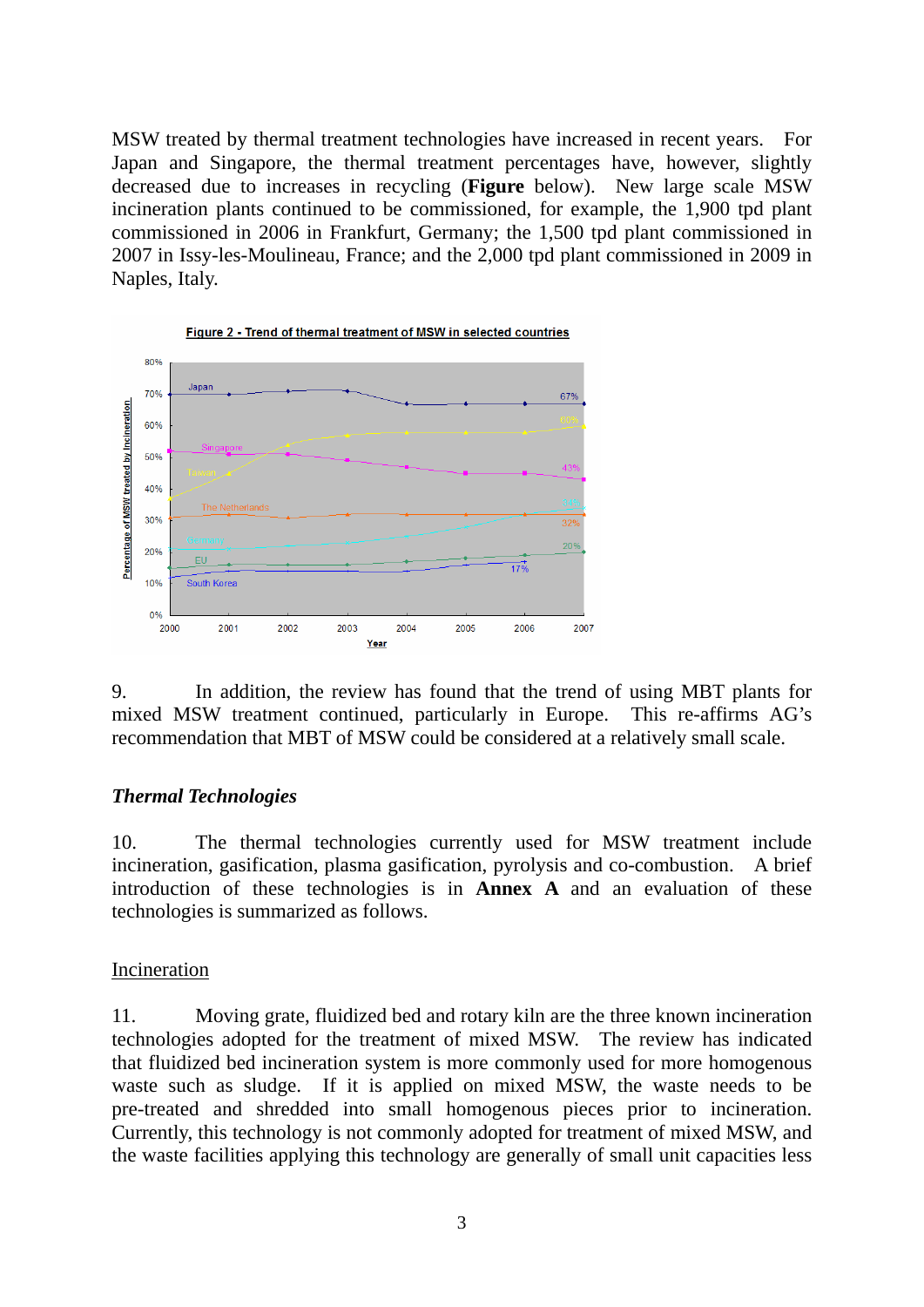MSW treated by thermal treatment technologies have increased in recent years. For Japan and Singapore, the thermal treatment percentages have, however, slightly decreased due to increases in recycling (**Figure** below). New large scale MSW incineration plants continued to be commissioned, for example, the 1,900 tpd plant commissioned in 2006 in Frankfurt, Germany; the 1,500 tpd plant commissioned in 2007 in Issy-les-Moulineau, France; and the 2,000 tpd plant commissioned in 2009 in Naples, Italy.

Figure 2 - Trend of thermal treatment of MSW in selected countries

9. In addition, the review has found that the trend of using MBT plants for mixed MSW treatment continued, particularly in Europe. This re-affirms AG's recommendation that MBT of MSW could be considered at a relatively small scale.

### *Thermal Technologies*

10. The thermal technologies currently used for MSW treatment include incineration, gasification, plasma gasification, pyrolysis and co-combustion. A brief introduction of these technologies is in **Annex A** and an evaluation of these technologies is summarized as follows.

#### Incineration

11. Moving grate, fluidized bed and rotary kiln are the three known incineration technologies adopted for the treatment of mixed MSW. The review has indicated that fluidized bed incineration system is more commonly used for more homogenous waste such as sludge. If it is applied on mixed MSW, the waste needs to be pre-treated and shredded into small homogenous pieces prior to incineration. Currently, this technology is not commonly adopted for treatment of mixed MSW, and the waste facilities applying this technology are generally of small unit capacities less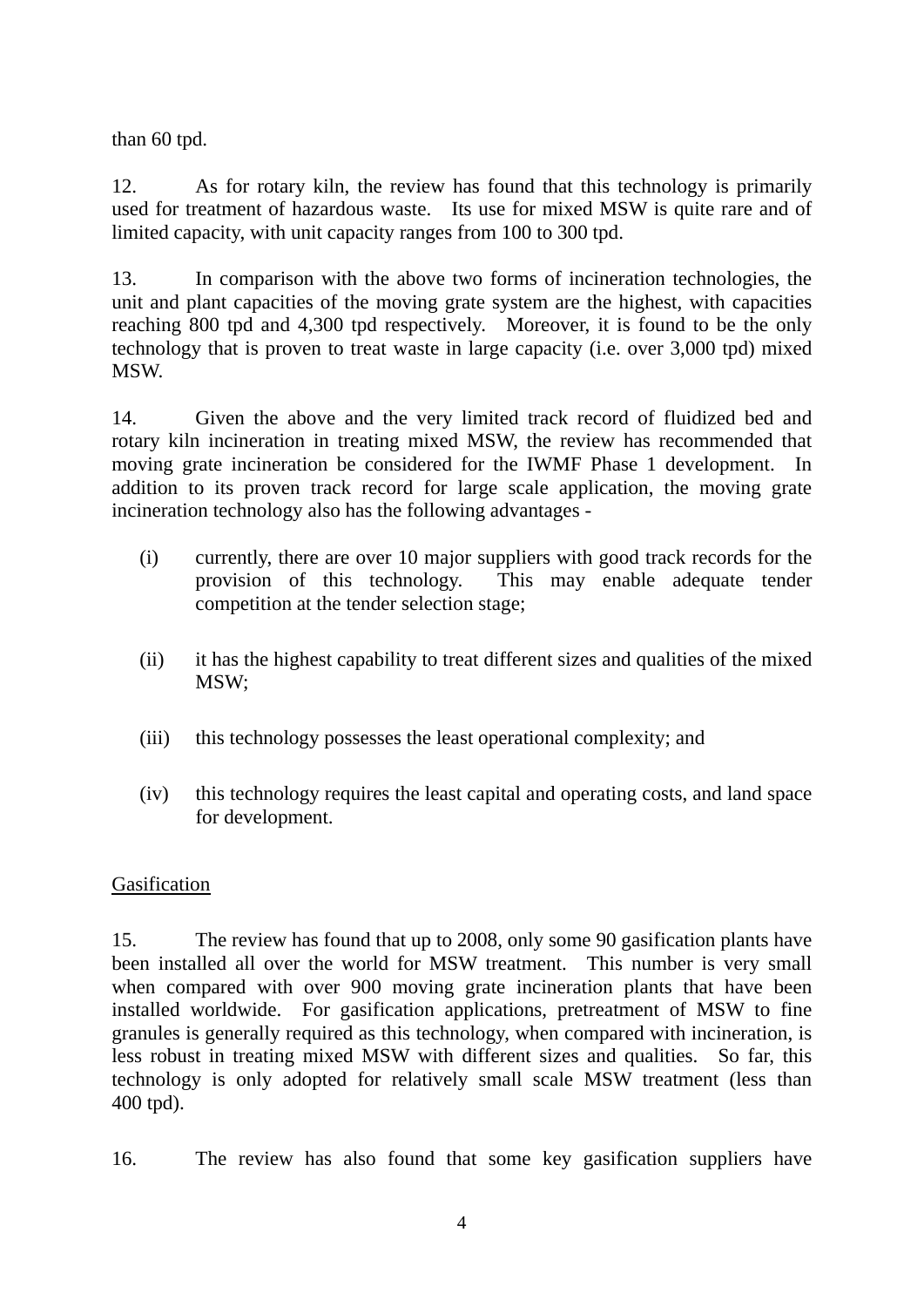than 60 tpd.

12. As for rotary kiln, the review has found that this technology is primarily used for treatment of hazardous waste. Its use for mixed MSW is quite rare and of limited capacity, with unit capacity ranges from 100 to 300 tpd.

13. In comparison with the above two forms of incineration technologies, the unit and plant capacities of the moving grate system are the highest, with capacities reaching 800 tpd and 4,300 tpd respectively. Moreover, it is found to be the only technology that is proven to treat waste in large capacity (i.e. over 3,000 tpd) mixed MSW.

14. Given the above and the very limited track record of fluidized bed and rotary kiln incineration in treating mixed MSW, the review has recommended that moving grate incineration be considered for the IWMF Phase 1 development. In addition to its proven track record for large scale application, the moving grate incineration technology also has the following advantages -

(i) currently, there are over 10 major suppliers with good track records for the provision of this technology. This may enable adequate tender competition at the tender selection stage;

(ii) it has the highest capability to treat different sizes and qualities of the mixed MSW;

(iii) this technology possesses the least operational complexity; and

(iv) this technology requires the least capital and operating costs, and land space for development.

<u>Gasification</u>

15. The review has found that up to 2008, only some 90 gasification plants have been installed all over the world for MSW treatment. This number is very small when compared with over 900 moving grate incineration plants that have been installed worldwide. For gasification applications, pretreatment of MSW to fine granules is generally required as this technology, when compared with incineration, is less robust in treating mixed MSW with different sizes and qualities. So far, this technology is only adopted for relatively small scale MSW treatment (less than 400 tpd).

16. The review has also found that some key gasification suppliers have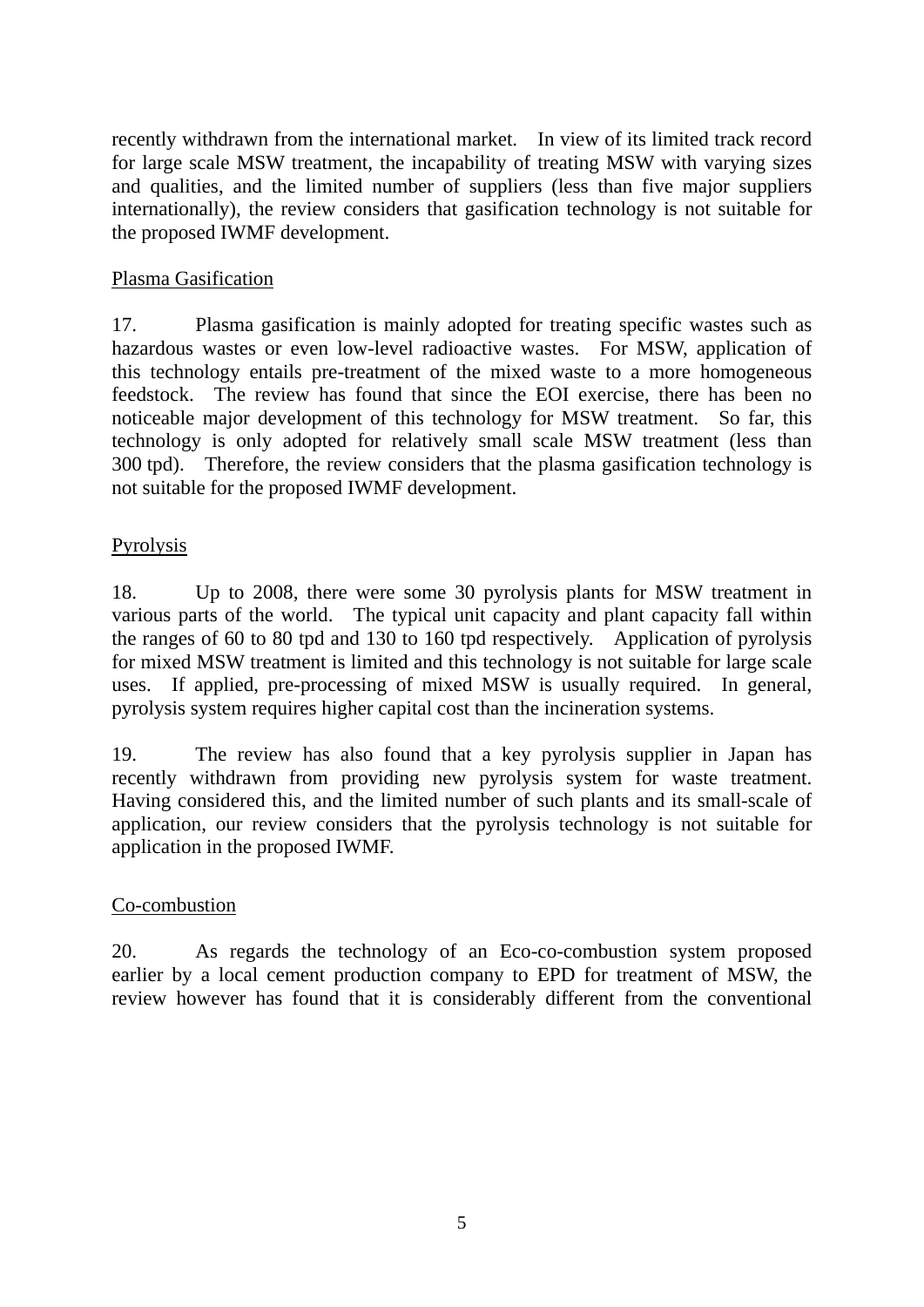recently withdrawn from the international market. In view of its limited track record for large scale MSW treatment, the incapability of treating MSW with varying sizes and qualities, and the limited number of suppliers (less than five major suppliers internationally), the review considers that gasification technology is not suitable for the proposed IWMF development.

<u>Plasma Gasification</u>

17. Plasma gasification is mainly adopted for treating specific wastes such as hazardous wastes or even low-level radioactive wastes. For MSW, application of this technology entails pre-treatment of the mixed waste to a more homogeneous feedstock. The review has found that since the EOI exercise, there has been no noticeable major development of this technology for MSW treatment. So far, this technology is only adopted for relatively small scale MSW treatment (less than 300 tpd). Therefore, the review considers that the plasma gasification technology is not suitable for the proposed IWMF development.

<u>Pyrolysis</u>

18. Up to 2008, there were some 30 pyrolysis plants for MSW treatment in various parts of the world. The typical unit capacity and plant capacity fall within the ranges of 60 to 80 tpd and 130 to 160 tpd respectively. Application of pyrolysis for mixed MSW treatment is limited and this technology is not suitable for large scale uses. If applied, pre-processing of mixed MSW is usually required. In general, pyrolysis system requires higher capital cost than the incineration systems.

19. The review has also found that a key pyrolysis supplier in Japan has recently withdrawn from providing new pyrolysis system for waste treatment. Having considered this, and the limited number of such plants and its small-scale of application, our review considers that the pyrolysis technology is not suitable for application in the proposed IWMF.

<u>Co-combustion</u>

20. As regards the technology of an Eco-co-combustion system proposed earlier by a local cement production company to EPD for treatment of MSW, the review however has found that it is considerably different from the conventional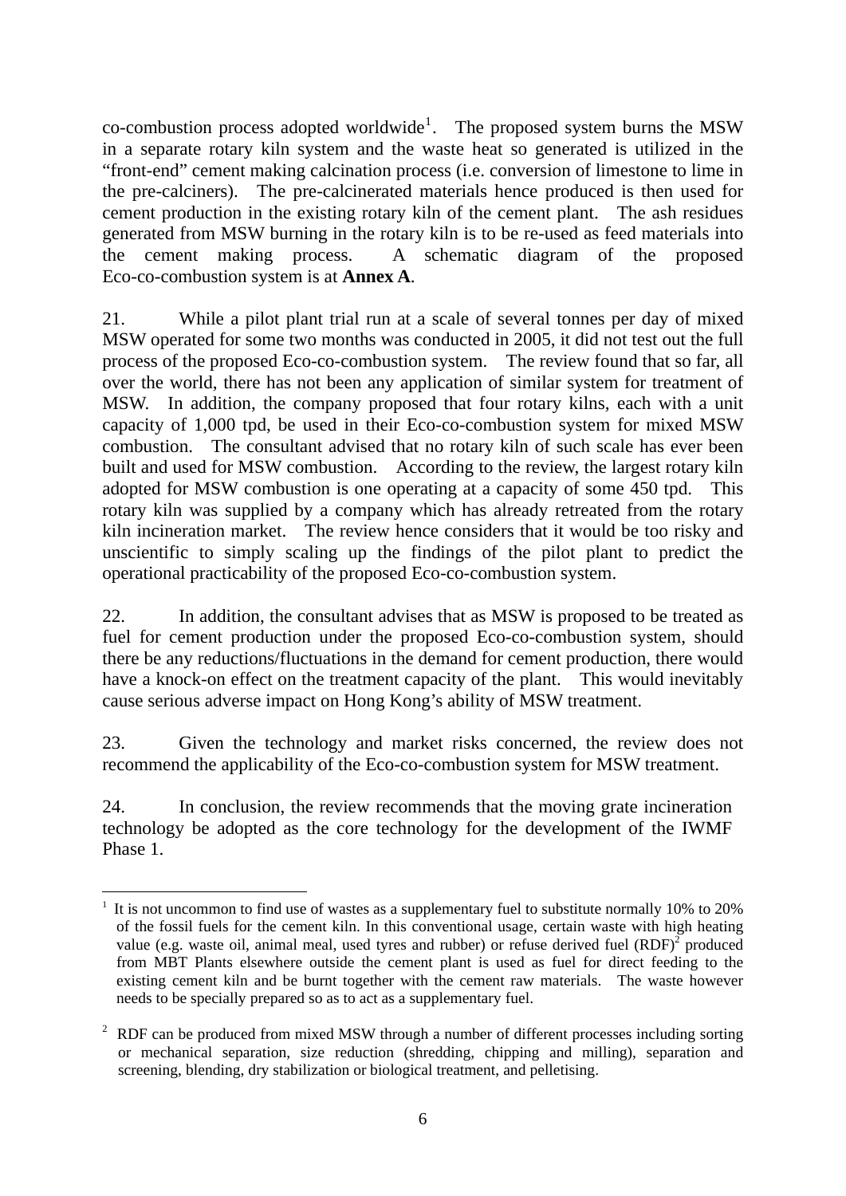co-combustion process adopted worldwide[1]. The proposed system burns the MSW in a separate rotary kiln system and the waste heat so generated is utilized in the "front-end" cement making calcination process (i.e. conversion of limestone to lime in the pre-calciners). The pre-calcinerated materials hence produced is then used for cement production in the existing rotary kiln of the cement plant. The ash residues generated from MSW burning in the rotary kiln is to be re-used as feed materials into the cement making process. A schematic diagram of the proposed Eco-co-combustion system is at **Annex A**.

21. While a pilot plant trial run at a scale of several tonnes per day of mixed MSW operated for some two months was conducted in 2005, it did not test out the full process of the proposed Eco-co-combustion system. The review found that so far, all over the world, there has not been any application of similar system for treatment of MSW. In addition, the company proposed that four rotary kilns, each with a unit capacity of 1,000 tpd, be used in their Eco-co-combustion system for mixed MSW combustion. The consultant advised that no rotary kiln of such scale has ever been built and used for MSW combustion. According to the review, the largest rotary kiln adopted for MSW combustion is one operating at a capacity of some 450 tpd. This rotary kiln was supplied by a company which has already retreated from the rotary kiln incineration market. The review hence considers that it would be too risky and unscientific to simply scaling up the findings of the pilot plant to predict the operational practicability of the proposed Eco-co-combustion system.

22. In addition, the consultant advises that as MSW is proposed to be treated as fuel for cement production under the proposed Eco-co-combustion system, should there be any reductions/fluctuations in the demand for cement production, there would have a knock-on effect on the treatment capacity of the plant. This would inevitably cause serious adverse impact on Hong Kong's ability of MSW treatment.

23. Given the technology and market risks concerned, the review does not recommend the applicability of the Eco-co-combustion system for MSW treatment.

24. In conclusion, the review recommends that the moving grate incineration technology be adopted as the core technology for the development of the IWMF Phase 1.

---

[1] It is not uncommon to find use of wastes as a supplementary fuel to substitute normally 10% to 20% of the fossil fuels for the cement kiln. In this conventional usage, certain waste with high heating value (e.g. waste oil, animal meal, used tyres and rubber) or refuse derived fuel (RDF)[2] produced from MBT Plants elsewhere outside the cement plant is used as fuel for direct feeding to the existing cement kiln and be burnt together with the cement raw materials. The waste however needs to be specially prepared so as to act as a supplementary fuel.

[2] RDF can be produced from mixed MSW through a number of different processes including sorting or mechanical separation, size reduction (shredding, chipping and milling), separation and screening, blending, dry stabilization or biological treatment, and pelletising.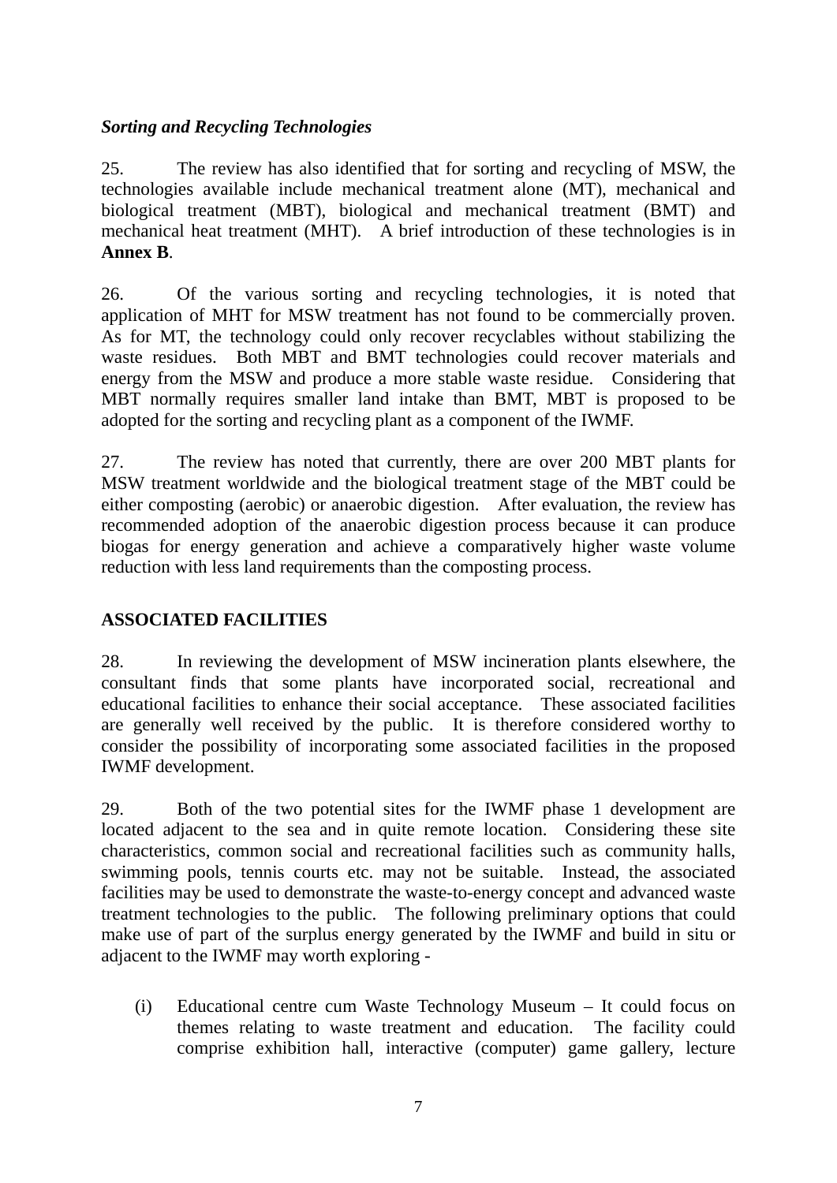*Sorting and Recycling Technologies*

25. The review has also identified that for sorting and recycling of MSW, the technologies available include mechanical treatment alone (MT), mechanical and biological treatment (MBT), biological and mechanical treatment (BMT) and mechanical heat treatment (MHT). A brief introduction of these technologies is in **Annex B**.

26. Of the various sorting and recycling technologies, it is noted that application of MHT for MSW treatment has not found to be commercially proven. As for MT, the technology could only recover recyclables without stabilizing the waste residues. Both MBT and BMT technologies could recover materials and energy from the MSW and produce a more stable waste residue. Considering that MBT normally requires smaller land intake than BMT, MBT is proposed to be adopted for the sorting and recycling plant as a component of the IWMF.

27. The review has noted that currently, there are over 200 MBT plants for MSW treatment worldwide and the biological treatment stage of the MBT could be either composting (aerobic) or anaerobic digestion. After evaluation, the review has recommended adoption of the anaerobic digestion process because it can produce biogas for energy generation and achieve a comparatively higher waste volume reduction with less land requirements than the composting process.

**ASSOCIATED FACILITIES**

28. In reviewing the development of MSW incineration plants elsewhere, the consultant finds that some plants have incorporated social, recreational and educational facilities to enhance their social acceptance. These associated facilities are generally well received by the public. It is therefore considered worthy to consider the possibility of incorporating some associated facilities in the proposed IWMF development.

29. Both of the two potential sites for the IWMF phase 1 development are located adjacent to the sea and in quite remote location. Considering these site characteristics, common social and recreational facilities such as community halls, swimming pools, tennis courts etc. may not be suitable. Instead, the associated facilities may be used to demonstrate the waste-to-energy concept and advanced waste treatment technologies to the public. The following preliminary options that could make use of part of the surplus energy generated by the IWMF and build in situ or adjacent to the IWMF may worth exploring -

(i) Educational centre cum Waste Technology Museum – It could focus on themes relating to waste treatment and education. The facility could comprise exhibition hall, interactive (computer) game gallery, lecture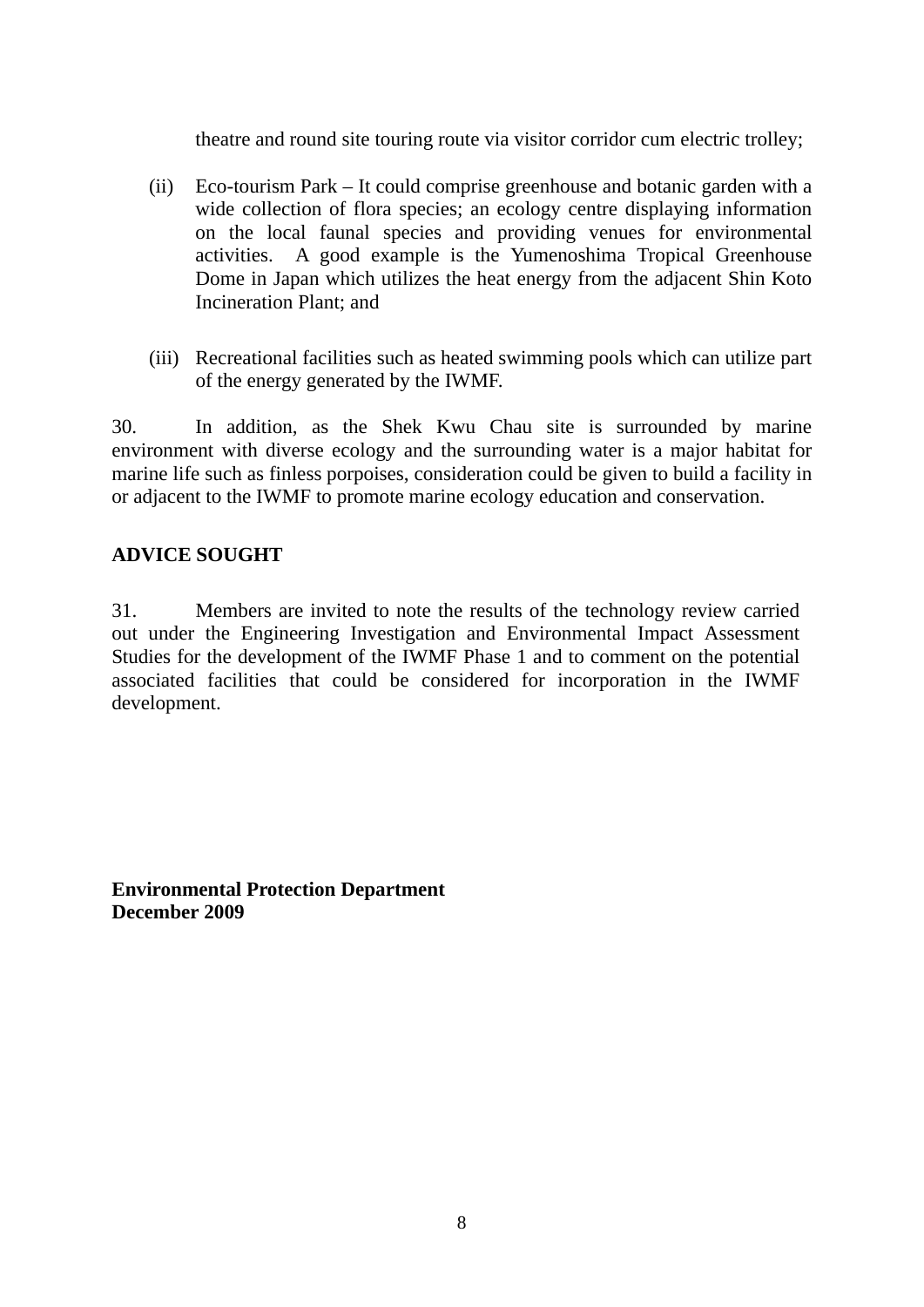theatre and round site touring route via visitor corridor cum electric trolley;

(ii) Eco-tourism Park – It could comprise greenhouse and botanic garden with a wide collection of flora species; an ecology centre displaying information on the local faunal species and providing venues for environmental activities. A good example is the Yumenoshima Tropical Greenhouse Dome in Japan which utilizes the heat energy from the adjacent Shin Koto Incineration Plant; and

(iii) Recreational facilities such as heated swimming pools which can utilize part of the energy generated by the IWMF.

30. In addition, as the Shek Kwu Chau site is surrounded by marine environment with diverse ecology and the surrounding water is a major habitat for marine life such as finless porpoises, consideration could be given to build a facility in or adjacent to the IWMF to promote marine ecology education and conservation.

**ADVICE SOUGHT**

31. Members are invited to note the results of the technology review carried out under the Engineering Investigation and Environmental Impact Assessment Studies for the development of the IWMF Phase 1 and to comment on the potential associated facilities that could be considered for incorporation in the IWMF development.

**Environmental Protection Department**
**December 2009**